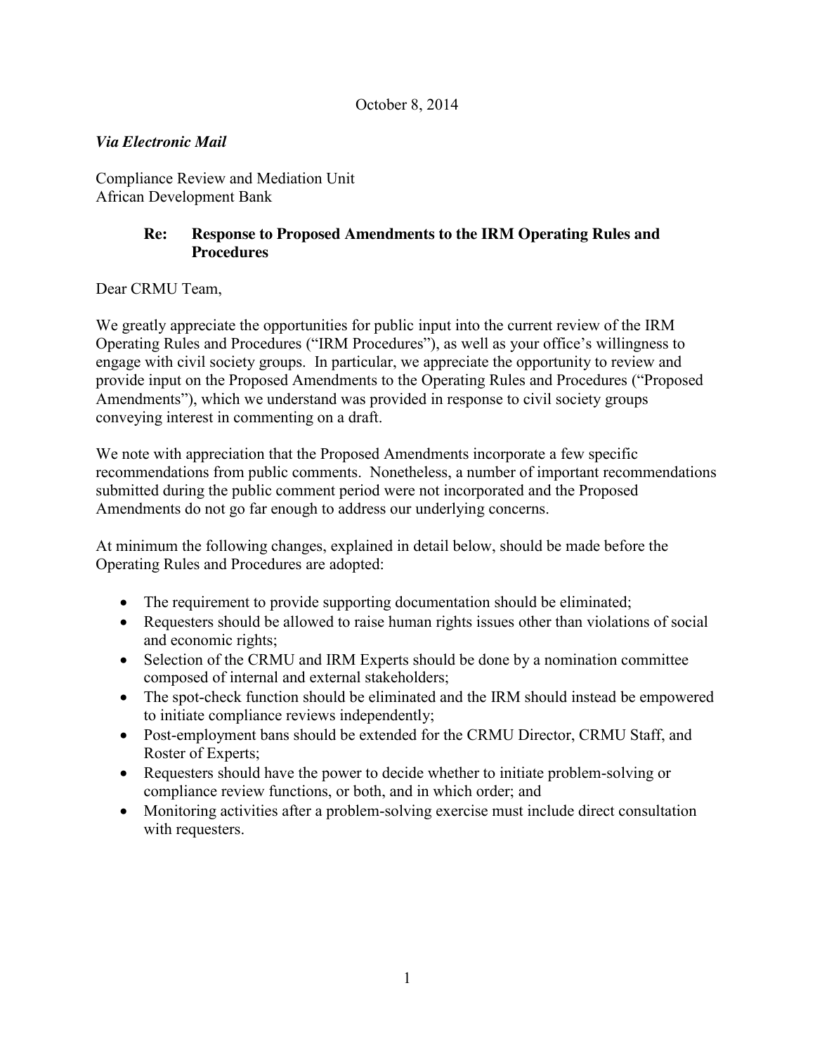October 8, 2014

***Via Electronic Mail***

Compliance Review and Mediation Unit
African Development Bank

**Re: Response to Proposed Amendments to the IRM Operating Rules and Procedures**

Dear CRMU Team,

We greatly appreciate the opportunities for public input into the current review of the IRM Operating Rules and Procedures ("IRM Procedures"), as well as your office's willingness to engage with civil society groups. In particular, we appreciate the opportunity to review and provide input on the Proposed Amendments to the Operating Rules and Procedures ("Proposed Amendments"), which we understand was provided in response to civil society groups conveying interest in commenting on a draft.

We note with appreciation that the Proposed Amendments incorporate a few specific recommendations from public comments. Nonetheless, a number of important recommendations submitted during the public comment period were not incorporated and the Proposed Amendments do not go far enough to address our underlying concerns.

At minimum the following changes, explained in detail below, should be made before the Operating Rules and Procedures are adopted:

- The requirement to provide supporting documentation should be eliminated;
- Requesters should be allowed to raise human rights issues other than violations of social and economic rights;
- Selection of the CRMU and IRM Experts should be done by a nomination committee composed of internal and external stakeholders;
- The spot-check function should be eliminated and the IRM should instead be empowered to initiate compliance reviews independently;
- Post-employment bans should be extended for the CRMU Director, CRMU Staff, and Roster of Experts;
- Requesters should have the power to decide whether to initiate problem-solving or compliance review functions, or both, and in which order; and
- Monitoring activities after a problem-solving exercise must include direct consultation with requesters.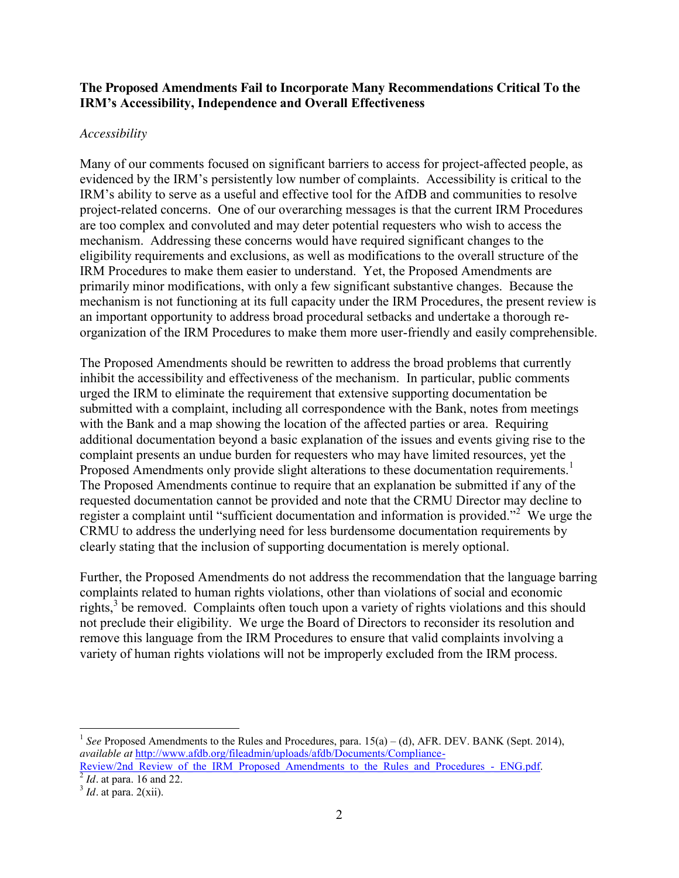**The Proposed Amendments Fail to Incorporate Many Recommendations Critical To the IRM's Accessibility, Independence and Overall Effectiveness**

*Accessibility*

Many of our comments focused on significant barriers to access for project-affected people, as evidenced by the IRM's persistently low number of complaints. Accessibility is critical to the IRM's ability to serve as a useful and effective tool for the AfDB and communities to resolve project-related concerns. One of our overarching messages is that the current IRM Procedures are too complex and convoluted and may deter potential requesters who wish to access the mechanism. Addressing these concerns would have required significant changes to the eligibility requirements and exclusions, as well as modifications to the overall structure of the IRM Procedures to make them easier to understand. Yet, the Proposed Amendments are primarily minor modifications, with only a few significant substantive changes. Because the mechanism is not functioning at its full capacity under the IRM Procedures, the present review is an important opportunity to address broad procedural setbacks and undertake a thorough re-organization of the IRM Procedures to make them more user-friendly and easily comprehensible.

The Proposed Amendments should be rewritten to address the broad problems that currently inhibit the accessibility and effectiveness of the mechanism. In particular, public comments urged the IRM to eliminate the requirement that extensive supporting documentation be submitted with a complaint, including all correspondence with the Bank, notes from meetings with the Bank and a map showing the location of the affected parties or area. Requiring additional documentation beyond a basic explanation of the issues and events giving rise to the complaint presents an undue burden for requesters who may have limited resources, yet the Proposed Amendments only provide slight alterations to these documentation requirements.[1] The Proposed Amendments continue to require that an explanation be submitted if any of the requested documentation cannot be provided and note that the CRMU Director may decline to register a complaint until "sufficient documentation and information is provided."[2] We urge the CRMU to address the underlying need for less burdensome documentation requirements by clearly stating that the inclusion of supporting documentation is merely optional.

Further, the Proposed Amendments do not address the recommendation that the language barring complaints related to human rights violations, other than violations of social and economic rights,[3] be removed. Complaints often touch upon a variety of rights violations and this should not preclude their eligibility. We urge the Board of Directors to reconsider its resolution and remove this language from the IRM Procedures to ensure that valid complaints involving a variety of human rights violations will not be improperly excluded from the IRM process.

---

[1] *See* Proposed Amendments to the Rules and Procedures, para. 15(a) – (d), AFR. DEV. BANK (Sept. 2014), *available at* http://www.afdb.org/fileadmin/uploads/afdb/Documents/Compliance-Review/2nd_Review_of_the_IRM_Proposed_Amendments_to_the_Rules_and_Procedures_-_ENG.pdf.

[2] *Id*. at para. 16 and 22.

[3] *Id*. at para. 2(xii).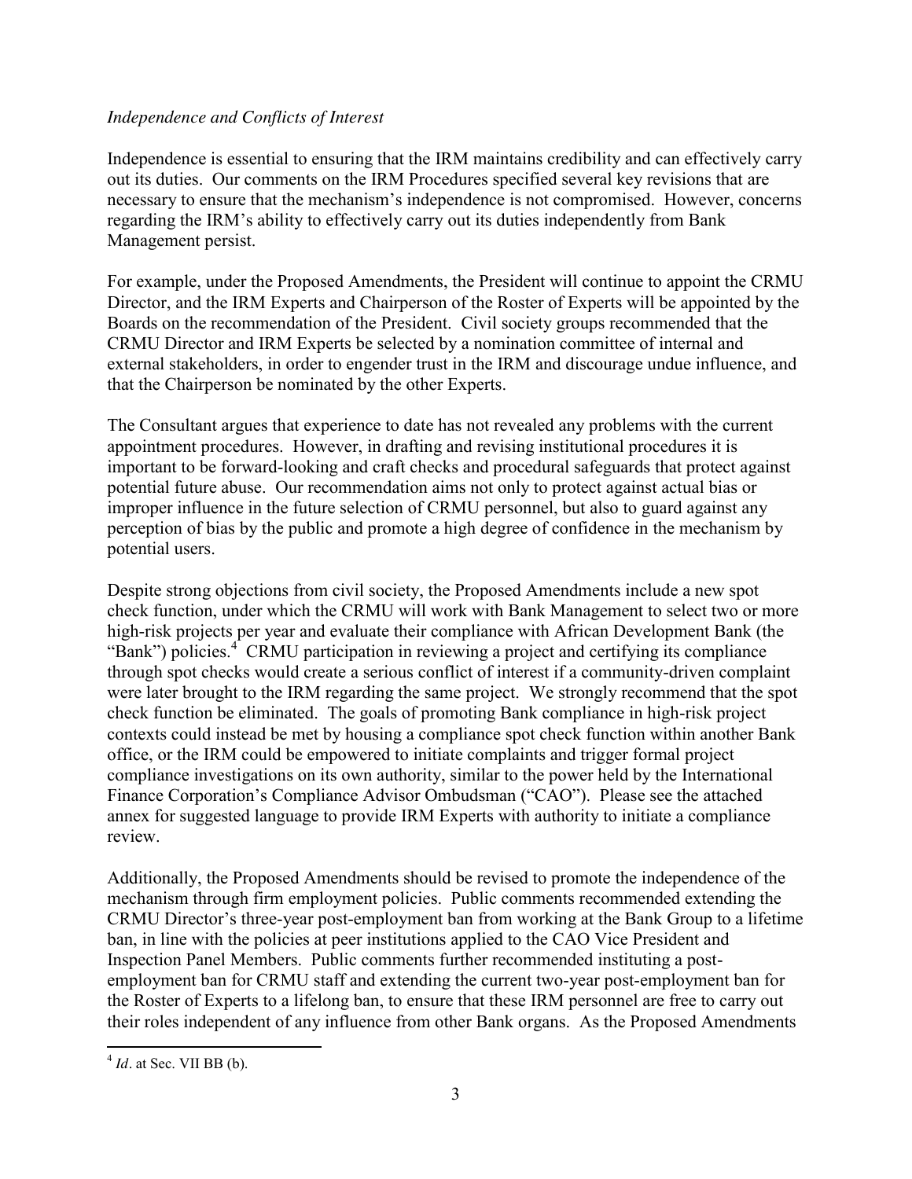*Independence and Conflicts of Interest*

Independence is essential to ensuring that the IRM maintains credibility and can effectively carry out its duties. Our comments on the IRM Procedures specified several key revisions that are necessary to ensure that the mechanism's independence is not compromised. However, concerns regarding the IRM's ability to effectively carry out its duties independently from Bank Management persist.

For example, under the Proposed Amendments, the President will continue to appoint the CRMU Director, and the IRM Experts and Chairperson of the Roster of Experts will be appointed by the Boards on the recommendation of the President. Civil society groups recommended that the CRMU Director and IRM Experts be selected by a nomination committee of internal and external stakeholders, in order to engender trust in the IRM and discourage undue influence, and that the Chairperson be nominated by the other Experts.

The Consultant argues that experience to date has not revealed any problems with the current appointment procedures. However, in drafting and revising institutional procedures it is important to be forward-looking and craft checks and procedural safeguards that protect against potential future abuse. Our recommendation aims not only to protect against actual bias or improper influence in the future selection of CRMU personnel, but also to guard against any perception of bias by the public and promote a high degree of confidence in the mechanism by potential users.

Despite strong objections from civil society, the Proposed Amendments include a new spot check function, under which the CRMU will work with Bank Management to select two or more high-risk projects per year and evaluate their compliance with African Development Bank (the "Bank") policies.[4] CRMU participation in reviewing a project and certifying its compliance through spot checks would create a serious conflict of interest if a community-driven complaint were later brought to the IRM regarding the same project. We strongly recommend that the spot check function be eliminated. The goals of promoting Bank compliance in high-risk project contexts could instead be met by housing a compliance spot check function within another Bank office, or the IRM could be empowered to initiate complaints and trigger formal project compliance investigations on its own authority, similar to the power held by the International Finance Corporation's Compliance Advisor Ombudsman ("CAO"). Please see the attached annex for suggested language to provide IRM Experts with authority to initiate a compliance review.

Additionally, the Proposed Amendments should be revised to promote the independence of the mechanism through firm employment policies. Public comments recommended extending the CRMU Director's three-year post-employment ban from working at the Bank Group to a lifetime ban, in line with the policies at peer institutions applied to the CAO Vice President and Inspection Panel Members. Public comments further recommended instituting a post-employment ban for CRMU staff and extending the current two-year post-employment ban for the Roster of Experts to a lifelong ban, to ensure that these IRM personnel are free to carry out their roles independent of any influence from other Bank organs. As the Proposed Amendments

[4] *Id*. at Sec. VII BB (b).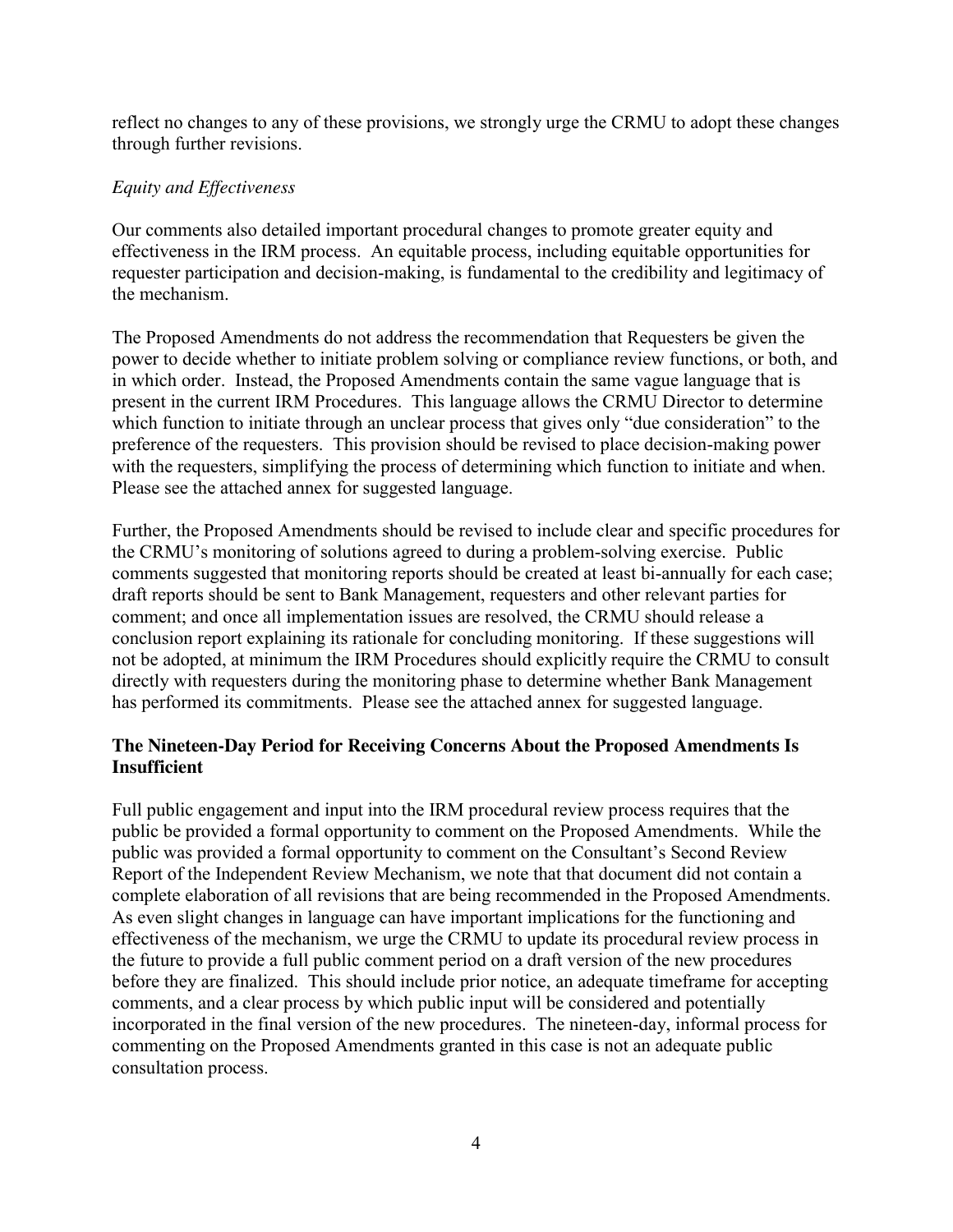reflect no changes to any of these provisions, we strongly urge the CRMU to adopt these changes through further revisions.

*Equity and Effectiveness*

Our comments also detailed important procedural changes to promote greater equity and effectiveness in the IRM process. An equitable process, including equitable opportunities for requester participation and decision-making, is fundamental to the credibility and legitimacy of the mechanism.

The Proposed Amendments do not address the recommendation that Requesters be given the power to decide whether to initiate problem solving or compliance review functions, or both, and in which order. Instead, the Proposed Amendments contain the same vague language that is present in the current IRM Procedures. This language allows the CRMU Director to determine which function to initiate through an unclear process that gives only "due consideration" to the preference of the requesters. This provision should be revised to place decision-making power with the requesters, simplifying the process of determining which function to initiate and when. Please see the attached annex for suggested language.

Further, the Proposed Amendments should be revised to include clear and specific procedures for the CRMU's monitoring of solutions agreed to during a problem-solving exercise. Public comments suggested that monitoring reports should be created at least bi-annually for each case; draft reports should be sent to Bank Management, requesters and other relevant parties for comment; and once all implementation issues are resolved, the CRMU should release a conclusion report explaining its rationale for concluding monitoring. If these suggestions will not be adopted, at minimum the IRM Procedures should explicitly require the CRMU to consult directly with requesters during the monitoring phase to determine whether Bank Management has performed its commitments. Please see the attached annex for suggested language.

**The Nineteen-Day Period for Receiving Concerns About the Proposed Amendments Is Insufficient**

Full public engagement and input into the IRM procedural review process requires that the public be provided a formal opportunity to comment on the Proposed Amendments. While the public was provided a formal opportunity to comment on the Consultant's Second Review Report of the Independent Review Mechanism, we note that that document did not contain a complete elaboration of all revisions that are being recommended in the Proposed Amendments. As even slight changes in language can have important implications for the functioning and effectiveness of the mechanism, we urge the CRMU to update its procedural review process in the future to provide a full public comment period on a draft version of the new procedures before they are finalized. This should include prior notice, an adequate timeframe for accepting comments, and a clear process by which public input will be considered and potentially incorporated in the final version of the new procedures. The nineteen-day, informal process for commenting on the Proposed Amendments granted in this case is not an adequate public consultation process.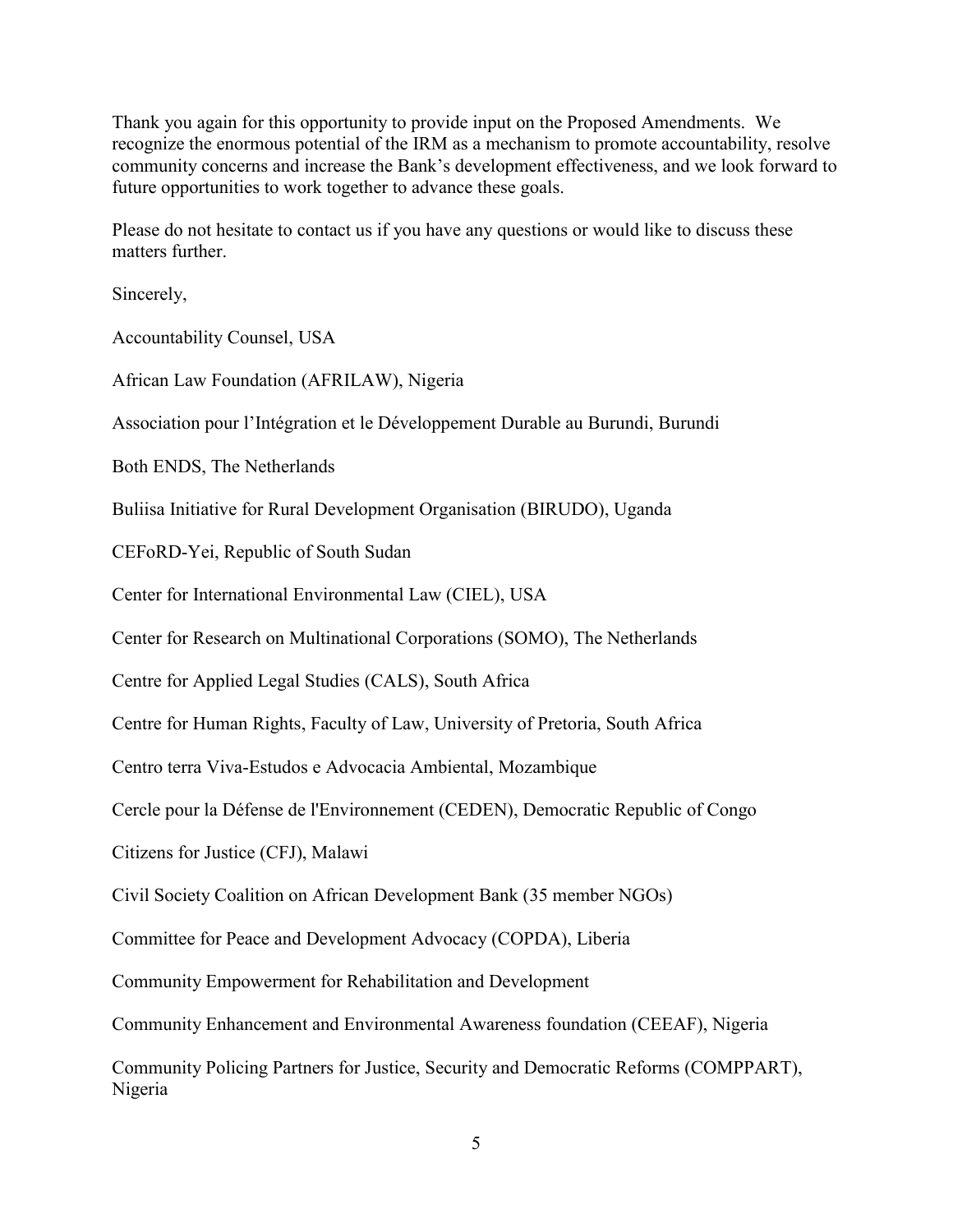Thank you again for this opportunity to provide input on the Proposed Amendments. We recognize the enormous potential of the IRM as a mechanism to promote accountability, resolve community concerns and increase the Bank's development effectiveness, and we look forward to future opportunities to work together to advance these goals.

Please do not hesitate to contact us if you have any questions or would like to discuss these matters further.

Sincerely,

Accountability Counsel, USA

African Law Foundation (AFRILAW), Nigeria

Association pour l'Intégration et le Développement Durable au Burundi, Burundi

Both ENDS, The Netherlands

Buliisa Initiative for Rural Development Organisation (BIRUDO), Uganda

CEFoRD-Yei, Republic of South Sudan

Center for International Environmental Law (CIEL), USA

Center for Research on Multinational Corporations (SOMO), The Netherlands

Centre for Applied Legal Studies (CALS), South Africa

Centre for Human Rights, Faculty of Law, University of Pretoria, South Africa

Centro terra Viva-Estudos e Advocacia Ambiental, Mozambique

Cercle pour la Défense de l'Environnement (CEDEN), Democratic Republic of Congo

Citizens for Justice (CFJ), Malawi

Civil Society Coalition on African Development Bank (35 member NGOs)

Committee for Peace and Development Advocacy (COPDA), Liberia

Community Empowerment for Rehabilitation and Development

Community Enhancement and Environmental Awareness foundation (CEEAF), Nigeria

Community Policing Partners for Justice, Security and Democratic Reforms (COMPPART), Nigeria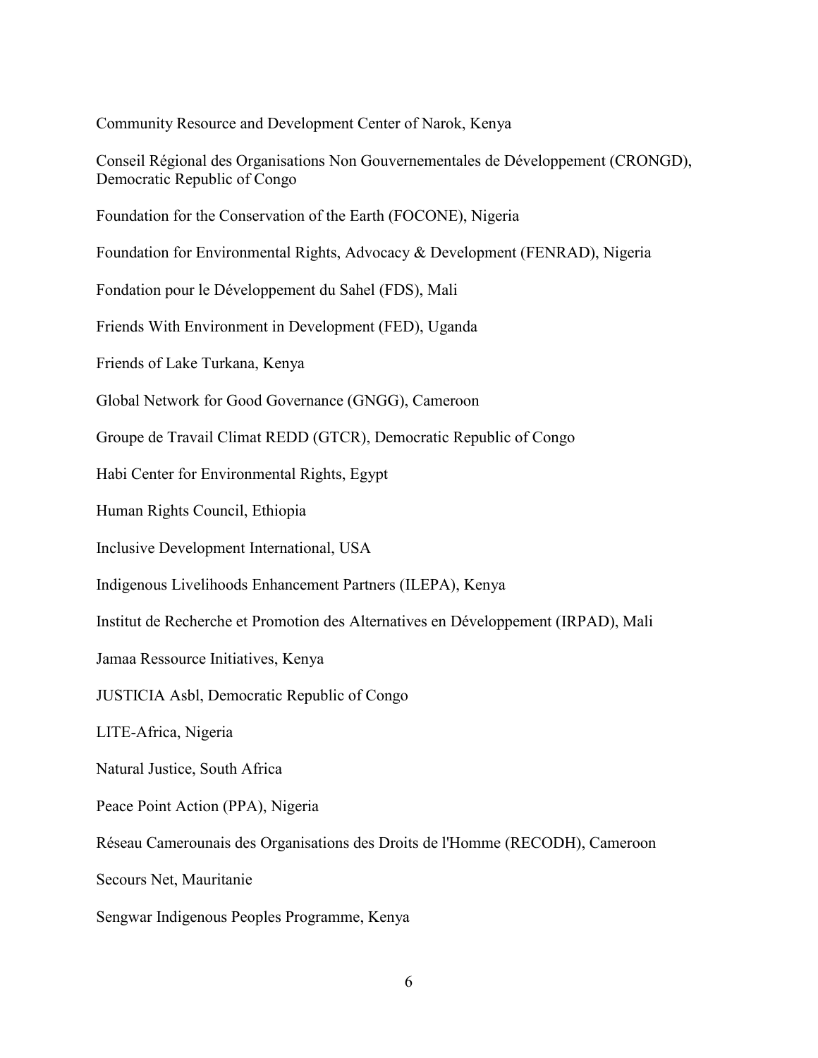Community Resource and Development Center of Narok, Kenya

Conseil Régional des Organisations Non Gouvernementales de Développement (CRONGD), Democratic Republic of Congo

Foundation for the Conservation of the Earth (FOCONE), Nigeria

Foundation for Environmental Rights, Advocacy & Development (FENRAD), Nigeria

Fondation pour le Développement du Sahel (FDS), Mali

Friends With Environment in Development (FED), Uganda

Friends of Lake Turkana, Kenya

Global Network for Good Governance (GNGG), Cameroon

Groupe de Travail Climat REDD (GTCR), Democratic Republic of Congo

Habi Center for Environmental Rights, Egypt

Human Rights Council, Ethiopia

Inclusive Development International, USA

Indigenous Livelihoods Enhancement Partners (ILEPA), Kenya

Institut de Recherche et Promotion des Alternatives en Développement (IRPAD), Mali

Jamaa Ressource Initiatives, Kenya

JUSTICIA Asbl, Democratic Republic of Congo

LITE-Africa, Nigeria

Natural Justice, South Africa

Peace Point Action (PPA), Nigeria

Réseau Camerounais des Organisations des Droits de l'Homme (RECODH), Cameroon

Secours Net, Mauritanie

Sengwar Indigenous Peoples Programme, Kenya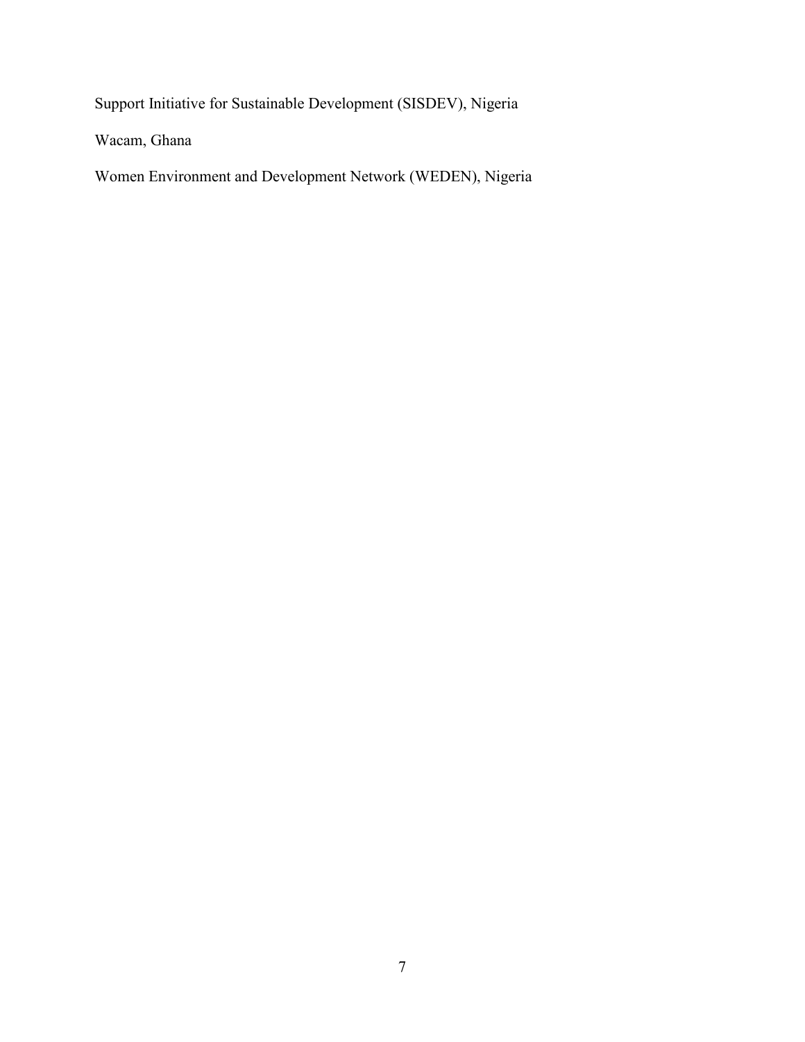Support Initiative for Sustainable Development (SISDEV), Nigeria

Wacam, Ghana

Women Environment and Development Network (WEDEN), Nigeria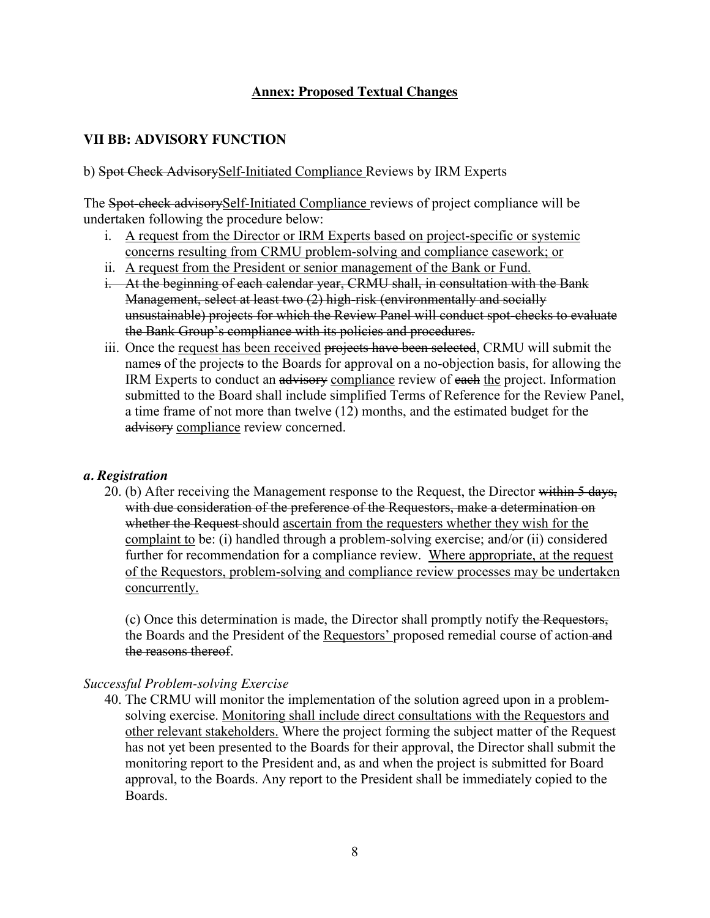## **Annex: Proposed Textual Changes**

### VII BB: ADVISORY FUNCTION

b) ~~Spot Check Advisory~~<u>Self-Initiated Compliance</u> Reviews by IRM Experts

The ~~Spot-check advisory~~<u>Self-Initiated Compliance</u> reviews of project compliance will be undertaken following the procedure below:

i. <u>A request from the Director or IRM Experts based on project-specific or systemic concerns resulting from CRMU problem-solving and compliance casework; or</u>
ii. <u>A request from the President or senior management of the Bank or Fund.</u>
~~i. At the beginning of each calendar year, CRMU shall, in consultation with the Bank Management, select at least two (2) high-risk (environmentally and socially unsustainable) projects for which the Review Panel will conduct spot-checks to evaluate the Bank Group's compliance with its policies and procedures.~~
iii. Once the <u>request has been received</u> ~~projects have been selected~~, CRMU will submit the name~~s~~ of the project~~s~~ to the Boards for approval on a no-objection basis, for allowing the IRM Experts to conduct an ~~advisory~~ <u>compliance</u> review of ~~each~~ <u>the</u> project. Information submitted to the Board shall include simplified Terms of Reference for the Review Panel, a time frame of not more than twelve (12) months, and the estimated budget for the ~~advisory~~ <u>compliance</u> review concerned.

#### *a. Registration*

20. (b) After receiving the Management response to the Request, the Director ~~within 5 days, with due consideration of the preference of the Requestors, make a determination on whether the Request~~ should <u>ascertain from the requesters whether they wish for the complaint to</u> be: (i) handled through a problem-solving exercise; and/or (ii) considered further for recommendation for a compliance review. <u>Where appropriate, at the request of the Requestors, problem-solving and compliance review processes may be undertaken concurrently.</u>

(c) Once this determination is made, the Director shall promptly notify ~~the Requestors,~~ the Boards and the President of the <u>Requestors'</u> proposed remedial course of action ~~and the reasons thereof~~.

*Successful Problem-solving Exercise*

40. The CRMU will monitor the implementation of the solution agreed upon in a problem-solving exercise. <u>Monitoring shall include direct consultations with the Requestors and other relevant stakeholders.</u> Where the project forming the subject matter of the Request has not yet been presented to the Boards for their approval, the Director shall submit the monitoring report to the President and, as and when the project is submitted for Board approval, to the Boards. Any report to the President shall be immediately copied to the Boards.